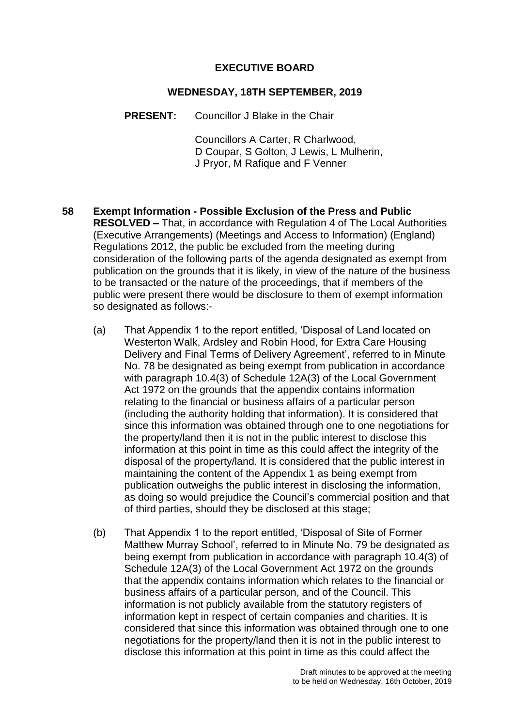# EXECUTIVE BOARD

## WEDNESDAY, 18TH SEPTEMBER, 2019

**PRESENT:** Councillor J Blake in the Chair

Councillors A Carter, R Charlwood, D Coupar, S Golton, J Lewis, L Mulherin, J Pryor, M Rafique and F Venner

**58 Exempt Information - Possible Exclusion of the Press and Public**

**RESOLVED –** That, in accordance with Regulation 4 of The Local Authorities (Executive Arrangements) (Meetings and Access to Information) (England) Regulations 2012, the public be excluded from the meeting during consideration of the following parts of the agenda designated as exempt from publication on the grounds that it is likely, in view of the nature of the business to be transacted or the nature of the proceedings, that if members of the public were present there would be disclosure to them of exempt information so designated as follows:-

(a) That Appendix 1 to the report entitled, 'Disposal of Land located on Westerton Walk, Ardsley and Robin Hood, for Extra Care Housing Delivery and Final Terms of Delivery Agreement', referred to in Minute No. 78 be designated as being exempt from publication in accordance with paragraph 10.4(3) of Schedule 12A(3) of the Local Government Act 1972 on the grounds that the appendix contains information relating to the financial or business affairs of a particular person (including the authority holding that information). It is considered that since this information was obtained through one to one negotiations for the property/land then it is not in the public interest to disclose this information at this point in time as this could affect the integrity of the disposal of the property/land. It is considered that the public interest in maintaining the content of the Appendix 1 as being exempt from publication outweighs the public interest in disclosing the information, as doing so would prejudice the Council's commercial position and that of third parties, should they be disclosed at this stage;

(b) That Appendix 1 to the report entitled, 'Disposal of Site of Former Matthew Murray School', referred to in Minute No. 79 be designated as being exempt from publication in accordance with paragraph 10.4(3) of Schedule 12A(3) of the Local Government Act 1972 on the grounds that the appendix contains information which relates to the financial or business affairs of a particular person, and of the Council. This information is not publicly available from the statutory registers of information kept in respect of certain companies and charities. It is considered that since this information was obtained through one to one negotiations for the property/land then it is not in the public interest to disclose this information at this point in time as this could affect the

Draft minutes to be approved at the meeting to be held on Wednesday, 16th October, 2019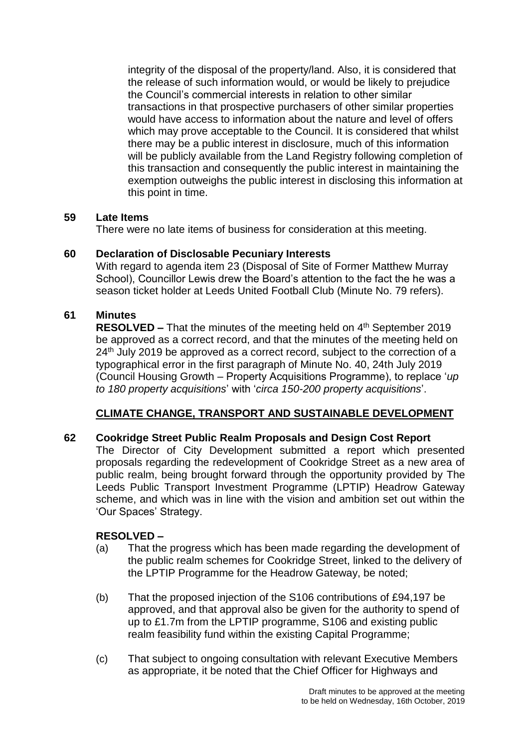integrity of the disposal of the property/land. Also, it is considered that the release of such information would, or would be likely to prejudice the Council's commercial interests in relation to other similar transactions in that prospective purchasers of other similar properties would have access to information about the nature and level of offers which may prove acceptable to the Council. It is considered that whilst there may be a public interest in disclosure, much of this information will be publicly available from the Land Registry following completion of this transaction and consequently the public interest in maintaining the exemption outweighs the public interest in disclosing this information at this point in time.

**59 Late Items**

There were no late items of business for consideration at this meeting.

**60 Declaration of Disclosable Pecuniary Interests**

With regard to agenda item 23 (Disposal of Site of Former Matthew Murray School), Councillor Lewis drew the Board's attention to the fact the he was a season ticket holder at Leeds United Football Club (Minute No. 79 refers).

**61 Minutes**

**RESOLVED –** That the minutes of the meeting held on 4th September 2019 be approved as a correct record, and that the minutes of the meeting held on 24th July 2019 be approved as a correct record, subject to the correction of a typographical error in the first paragraph of Minute No. 40, 24th July 2019 (Council Housing Growth – Property Acquisitions Programme), to replace '*up to 180 property acquisitions*' with '*circa 150-200 property acquisitions*'.

## CLIMATE CHANGE, TRANSPORT AND SUSTAINABLE DEVELOPMENT

**62 Cookridge Street Public Realm Proposals and Design Cost Report**

The Director of City Development submitted a report which presented proposals regarding the redevelopment of Cookridge Street as a new area of public realm, being brought forward through the opportunity provided by The Leeds Public Transport Investment Programme (LPTIP) Headrow Gateway scheme, and which was in line with the vision and ambition set out within the 'Our Spaces' Strategy.

**RESOLVED –**

(a) That the progress which has been made regarding the development of the public realm schemes for Cookridge Street, linked to the delivery of the LPTIP Programme for the Headrow Gateway, be noted;

(b) That the proposed injection of the S106 contributions of £94,197 be approved, and that approval also be given for the authority to spend of up to £1.7m from the LPTIP programme, S106 and existing public realm feasibility fund within the existing Capital Programme;

(c) That subject to ongoing consultation with relevant Executive Members as appropriate, it be noted that the Chief Officer for Highways and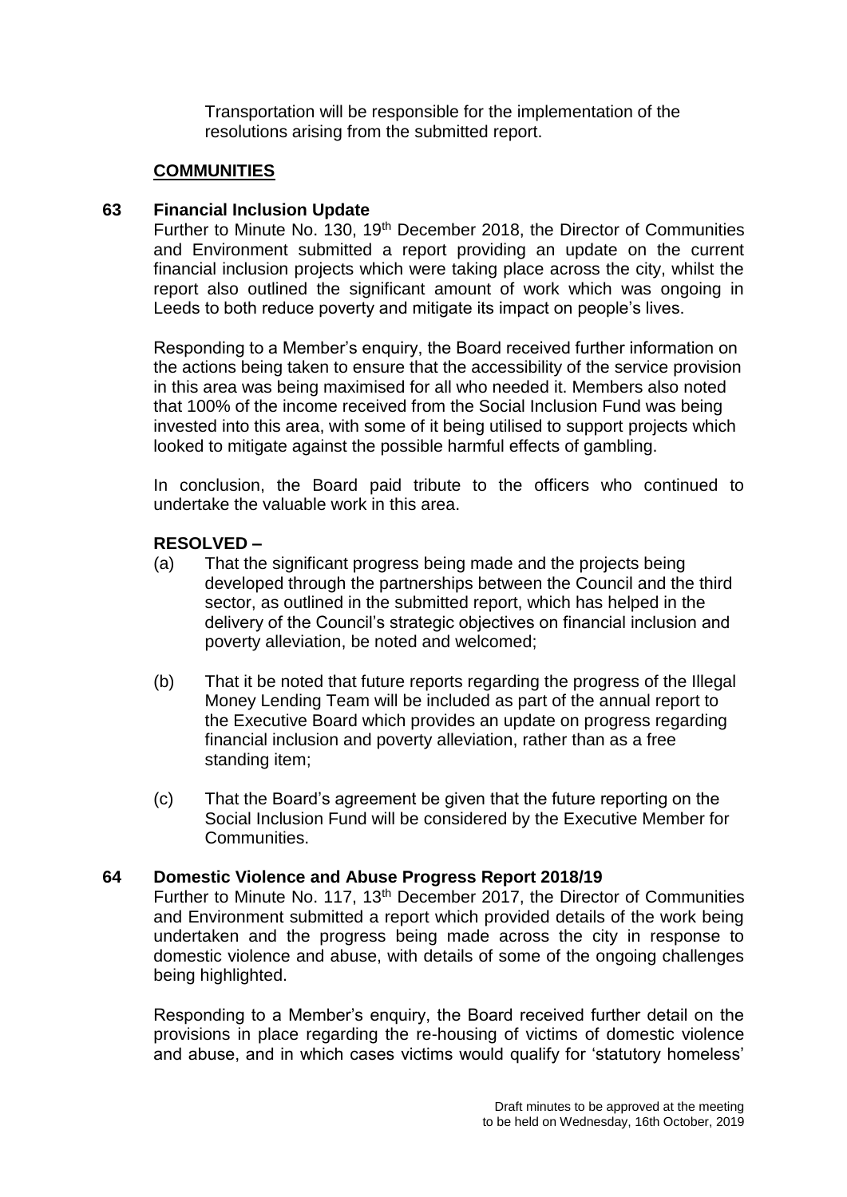Transportation will be responsible for the implementation of the resolutions arising from the submitted report.

## COMMUNITIES

### 63 Financial Inclusion Update

Further to Minute No. 130, 19th December 2018, the Director of Communities and Environment submitted a report providing an update on the current financial inclusion projects which were taking place across the city, whilst the report also outlined the significant amount of work which was ongoing in Leeds to both reduce poverty and mitigate its impact on people's lives.

Responding to a Member's enquiry, the Board received further information on the actions being taken to ensure that the accessibility of the service provision in this area was being maximised for all who needed it. Members also noted that 100% of the income received from the Social Inclusion Fund was being invested into this area, with some of it being utilised to support projects which looked to mitigate against the possible harmful effects of gambling.

In conclusion, the Board paid tribute to the officers who continued to undertake the valuable work in this area.

**RESOLVED –**

(a) That the significant progress being made and the projects being developed through the partnerships between the Council and the third sector, as outlined in the submitted report, which has helped in the delivery of the Council's strategic objectives on financial inclusion and poverty alleviation, be noted and welcomed;

(b) That it be noted that future reports regarding the progress of the Illegal Money Lending Team will be included as part of the annual report to the Executive Board which provides an update on progress regarding financial inclusion and poverty alleviation, rather than as a free standing item;

(c) That the Board's agreement be given that the future reporting on the Social Inclusion Fund will be considered by the Executive Member for Communities.

### 64 Domestic Violence and Abuse Progress Report 2018/19

Further to Minute No. 117, 13th December 2017, the Director of Communities and Environment submitted a report which provided details of the work being undertaken and the progress being made across the city in response to domestic violence and abuse, with details of some of the ongoing challenges being highlighted.

Responding to a Member's enquiry, the Board received further detail on the provisions in place regarding the re-housing of victims of domestic violence and abuse, and in which cases victims would qualify for 'statutory homeless'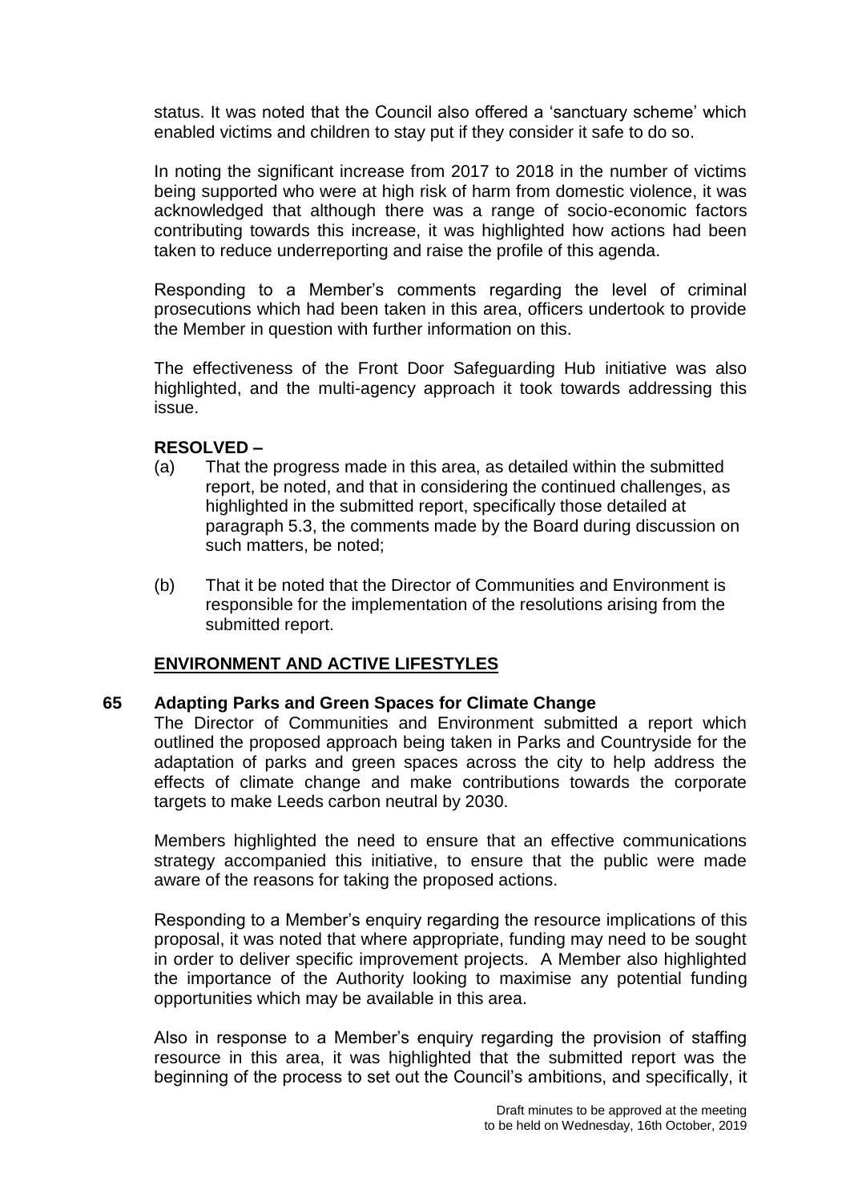status. It was noted that the Council also offered a 'sanctuary scheme' which enabled victims and children to stay put if they consider it safe to do so.

In noting the significant increase from 2017 to 2018 in the number of victims being supported who were at high risk of harm from domestic violence, it was acknowledged that although there was a range of socio-economic factors contributing towards this increase, it was highlighted how actions had been taken to reduce underreporting and raise the profile of this agenda.

Responding to a Member's comments regarding the level of criminal prosecutions which had been taken in this area, officers undertook to provide the Member in question with further information on this.

The effectiveness of the Front Door Safeguarding Hub initiative was also highlighted, and the multi-agency approach it took towards addressing this issue.

**RESOLVED –**

(a) That the progress made in this area, as detailed within the submitted report, be noted, and that in considering the continued challenges, as highlighted in the submitted report, specifically those detailed at paragraph 5.3, the comments made by the Board during discussion on such matters, be noted;

(b) That it be noted that the Director of Communities and Environment is responsible for the implementation of the resolutions arising from the submitted report.

**ENVIRONMENT AND ACTIVE LIFESTYLES**

**65 Adapting Parks and Green Spaces for Climate Change**

The Director of Communities and Environment submitted a report which outlined the proposed approach being taken in Parks and Countryside for the adaptation of parks and green spaces across the city to help address the effects of climate change and make contributions towards the corporate targets to make Leeds carbon neutral by 2030.

Members highlighted the need to ensure that an effective communications strategy accompanied this initiative, to ensure that the public were made aware of the reasons for taking the proposed actions.

Responding to a Member's enquiry regarding the resource implications of this proposal, it was noted that where appropriate, funding may need to be sought in order to deliver specific improvement projects. A Member also highlighted the importance of the Authority looking to maximise any potential funding opportunities which may be available in this area.

Also in response to a Member's enquiry regarding the provision of staffing resource in this area, it was highlighted that the submitted report was the beginning of the process to set out the Council's ambitions, and specifically, it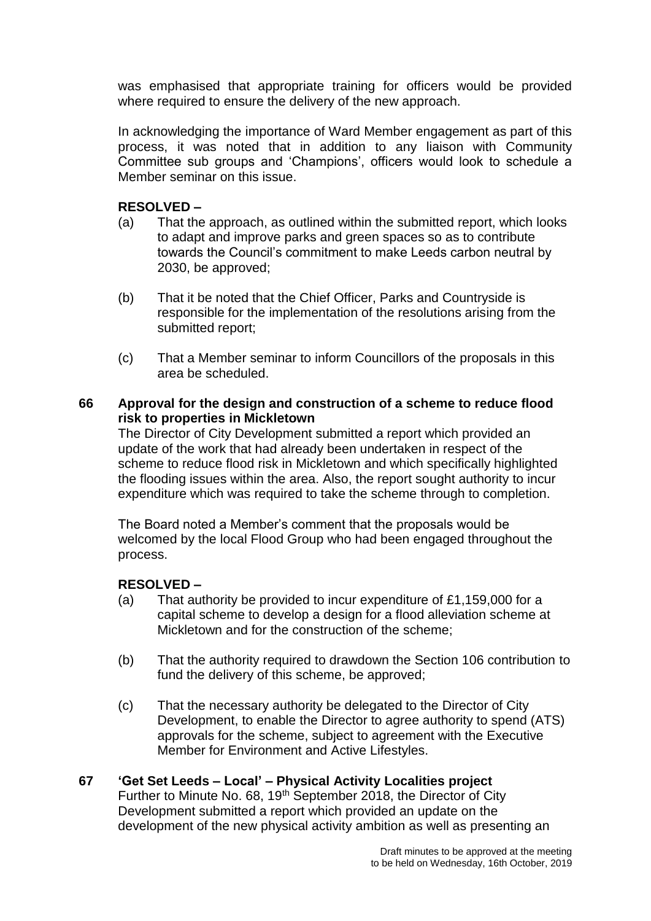was emphasised that appropriate training for officers would be provided where required to ensure the delivery of the new approach.

In acknowledging the importance of Ward Member engagement as part of this process, it was noted that in addition to any liaison with Community Committee sub groups and 'Champions', officers would look to schedule a Member seminar on this issue.

**RESOLVED –**

(a) That the approach, as outlined within the submitted report, which looks to adapt and improve parks and green spaces so as to contribute towards the Council's commitment to make Leeds carbon neutral by 2030, be approved;

(b) That it be noted that the Chief Officer, Parks and Countryside is responsible for the implementation of the resolutions arising from the submitted report;

(c) That a Member seminar to inform Councillors of the proposals in this area be scheduled.

**66 Approval for the design and construction of a scheme to reduce flood risk to properties in Mickletown**

The Director of City Development submitted a report which provided an update of the work that had already been undertaken in respect of the scheme to reduce flood risk in Mickletown and which specifically highlighted the flooding issues within the area. Also, the report sought authority to incur expenditure which was required to take the scheme through to completion.

The Board noted a Member's comment that the proposals would be welcomed by the local Flood Group who had been engaged throughout the process.

**RESOLVED –**

(a) That authority be provided to incur expenditure of £1,159,000 for a capital scheme to develop a design for a flood alleviation scheme at Mickletown and for the construction of the scheme;

(b) That the authority required to drawdown the Section 106 contribution to fund the delivery of this scheme, be approved;

(c) That the necessary authority be delegated to the Director of City Development, to enable the Director to agree authority to spend (ATS) approvals for the scheme, subject to agreement with the Executive Member for Environment and Active Lifestyles.

**67 'Get Set Leeds – Local' – Physical Activity Localities project**

Further to Minute No. 68, 19th September 2018, the Director of City Development submitted a report which provided an update on the development of the new physical activity ambition as well as presenting an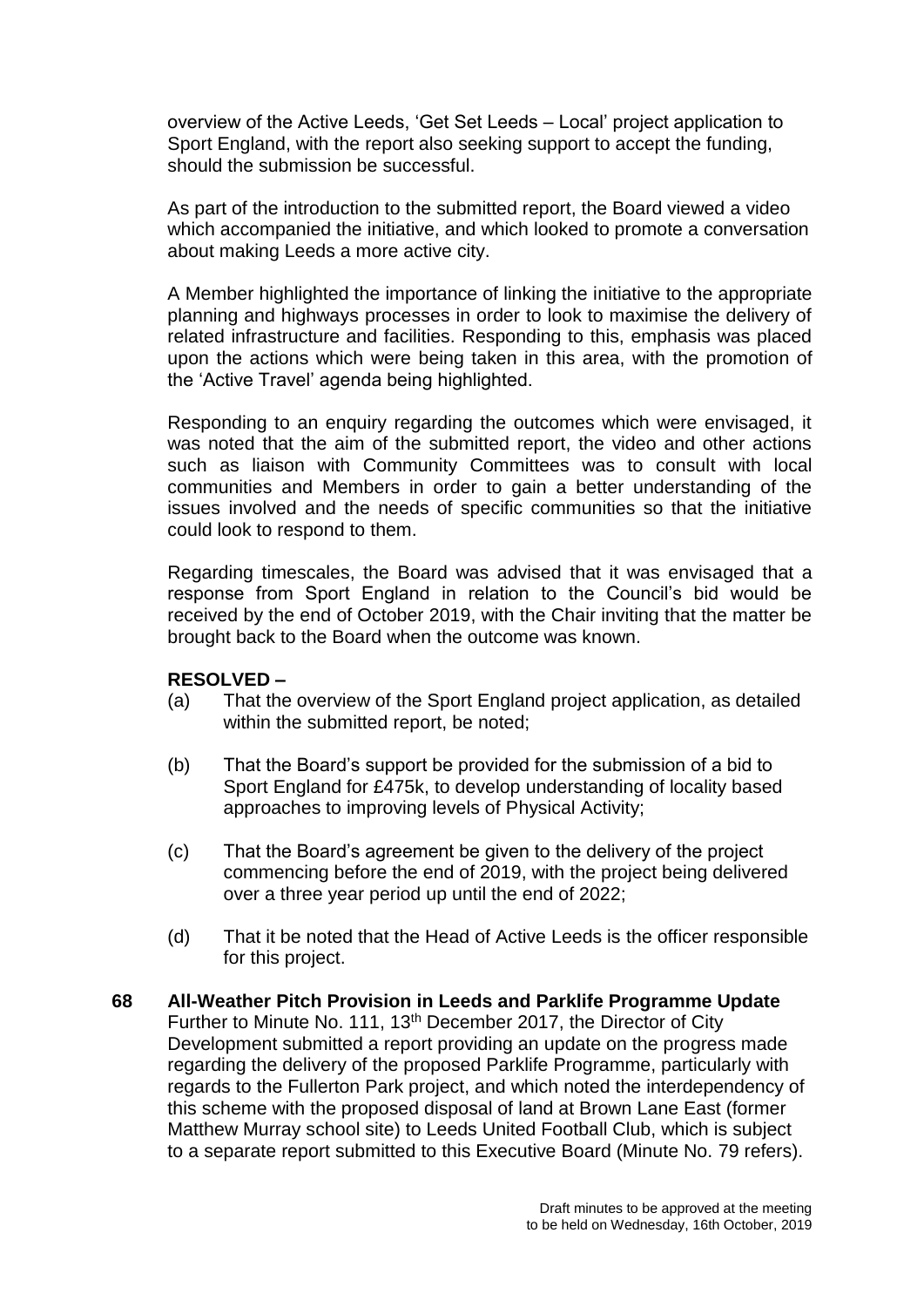overview of the Active Leeds, 'Get Set Leeds – Local' project application to Sport England, with the report also seeking support to accept the funding, should the submission be successful.

As part of the introduction to the submitted report, the Board viewed a video which accompanied the initiative, and which looked to promote a conversation about making Leeds a more active city.

A Member highlighted the importance of linking the initiative to the appropriate planning and highways processes in order to look to maximise the delivery of related infrastructure and facilities. Responding to this, emphasis was placed upon the actions which were being taken in this area, with the promotion of the 'Active Travel' agenda being highlighted.

Responding to an enquiry regarding the outcomes which were envisaged, it was noted that the aim of the submitted report, the video and other actions such as liaison with Community Committees was to consult with local communities and Members in order to gain a better understanding of the issues involved and the needs of specific communities so that the initiative could look to respond to them.

Regarding timescales, the Board was advised that it was envisaged that a response from Sport England in relation to the Council's bid would be received by the end of October 2019, with the Chair inviting that the matter be brought back to the Board when the outcome was known.

**RESOLVED –**

(a) That the overview of the Sport England project application, as detailed within the submitted report, be noted;

(b) That the Board's support be provided for the submission of a bid to Sport England for £475k, to develop understanding of locality based approaches to improving levels of Physical Activity;

(c) That the Board's agreement be given to the delivery of the project commencing before the end of 2019, with the project being delivered over a three year period up until the end of 2022;

(d) That it be noted that the Head of Active Leeds is the officer responsible for this project.

**68 All-Weather Pitch Provision in Leeds and Parklife Programme Update**

Further to Minute No. 111, 13th December 2017, the Director of City Development submitted a report providing an update on the progress made regarding the delivery of the proposed Parklife Programme, particularly with regards to the Fullerton Park project, and which noted the interdependency of this scheme with the proposed disposal of land at Brown Lane East (former Matthew Murray school site) to Leeds United Football Club, which is subject to a separate report submitted to this Executive Board (Minute No. 79 refers).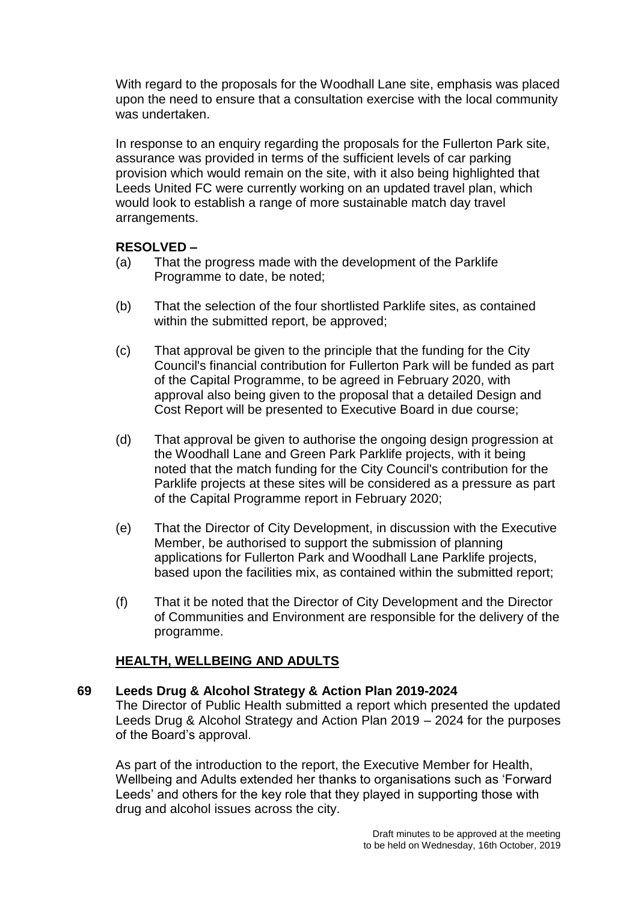With regard to the proposals for the Woodhall Lane site, emphasis was placed upon the need to ensure that a consultation exercise with the local community was undertaken.

In response to an enquiry regarding the proposals for the Fullerton Park site, assurance was provided in terms of the sufficient levels of car parking provision which would remain on the site, with it also being highlighted that Leeds United FC were currently working on an updated travel plan, which would look to establish a range of more sustainable match day travel arrangements.

**RESOLVED –**

(a) That the progress made with the development of the Parklife Programme to date, be noted;

(b) That the selection of the four shortlisted Parklife sites, as contained within the submitted report, be approved;

(c) That approval be given to the principle that the funding for the City Council's financial contribution for Fullerton Park will be funded as part of the Capital Programme, to be agreed in February 2020, with approval also being given to the proposal that a detailed Design and Cost Report will be presented to Executive Board in due course;

(d) That approval be given to authorise the ongoing design progression at the Woodhall Lane and Green Park Parklife projects, with it being noted that the match funding for the City Council's contribution for the Parklife projects at these sites will be considered as a pressure as part of the Capital Programme report in February 2020;

(e) That the Director of City Development, in discussion with the Executive Member, be authorised to support the submission of planning applications for Fullerton Park and Woodhall Lane Parklife projects, based upon the facilities mix, as contained within the submitted report;

(f) That it be noted that the Director of City Development and the Director of Communities and Environment are responsible for the delivery of the programme.

## HEALTH, WELLBEING AND ADULTS

### 69 Leeds Drug & Alcohol Strategy & Action Plan 2019-2024

The Director of Public Health submitted a report which presented the updated Leeds Drug & Alcohol Strategy and Action Plan 2019 – 2024 for the purposes of the Board's approval.

As part of the introduction to the report, the Executive Member for Health, Wellbeing and Adults extended her thanks to organisations such as 'Forward Leeds' and others for the key role that they played in supporting those with drug and alcohol issues across the city.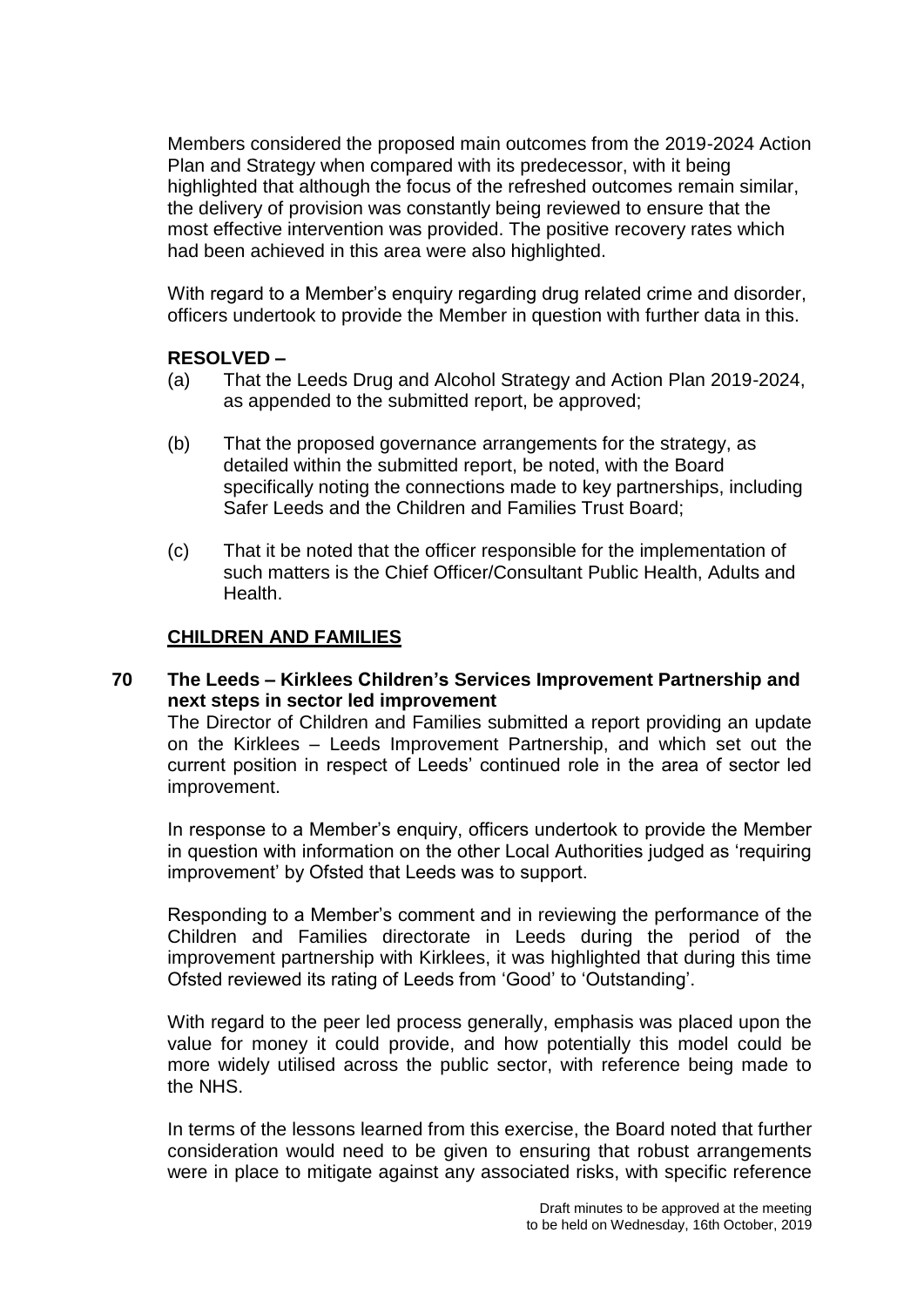Members considered the proposed main outcomes from the 2019-2024 Action Plan and Strategy when compared with its predecessor, with it being highlighted that although the focus of the refreshed outcomes remain similar, the delivery of provision was constantly being reviewed to ensure that the most effective intervention was provided. The positive recovery rates which had been achieved in this area were also highlighted.

With regard to a Member's enquiry regarding drug related crime and disorder, officers undertook to provide the Member in question with further data in this.

**RESOLVED –**

(a) That the Leeds Drug and Alcohol Strategy and Action Plan 2019-2024, as appended to the submitted report, be approved;

(b) That the proposed governance arrangements for the strategy, as detailed within the submitted report, be noted, with the Board specifically noting the connections made to key partnerships, including Safer Leeds and the Children and Families Trust Board;

(c) That it be noted that the officer responsible for the implementation of such matters is the Chief Officer/Consultant Public Health, Adults and Health.

**CHILDREN AND FAMILIES**

**70 The Leeds – Kirklees Children's Services Improvement Partnership and next steps in sector led improvement**

The Director of Children and Families submitted a report providing an update on the Kirklees – Leeds Improvement Partnership, and which set out the current position in respect of Leeds' continued role in the area of sector led improvement.

In response to a Member's enquiry, officers undertook to provide the Member in question with information on the other Local Authorities judged as 'requiring improvement' by Ofsted that Leeds was to support.

Responding to a Member's comment and in reviewing the performance of the Children and Families directorate in Leeds during the period of the improvement partnership with Kirklees, it was highlighted that during this time Ofsted reviewed its rating of Leeds from 'Good' to 'Outstanding'.

With regard to the peer led process generally, emphasis was placed upon the value for money it could provide, and how potentially this model could be more widely utilised across the public sector, with reference being made to the NHS.

In terms of the lessons learned from this exercise, the Board noted that further consideration would need to be given to ensuring that robust arrangements were in place to mitigate against any associated risks, with specific reference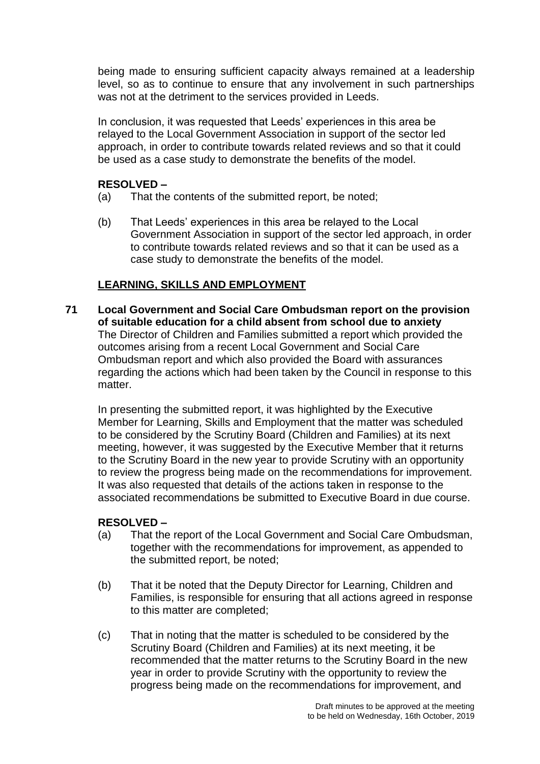being made to ensuring sufficient capacity always remained at a leadership level, so as to continue to ensure that any involvement in such partnerships was not at the detriment to the services provided in Leeds.

In conclusion, it was requested that Leeds' experiences in this area be relayed to the Local Government Association in support of the sector led approach, in order to contribute towards related reviews and so that it could be used as a case study to demonstrate the benefits of the model.

**RESOLVED –**

(a) That the contents of the submitted report, be noted;

(b) That Leeds' experiences in this area be relayed to the Local Government Association in support of the sector led approach, in order to contribute towards related reviews and so that it can be used as a case study to demonstrate the benefits of the model.

## LEARNING, SKILLS AND EMPLOYMENT

**71 Local Government and Social Care Ombudsman report on the provision of suitable education for a child absent from school due to anxiety**

The Director of Children and Families submitted a report which provided the outcomes arising from a recent Local Government and Social Care Ombudsman report and which also provided the Board with assurances regarding the actions which had been taken by the Council in response to this matter.

In presenting the submitted report, it was highlighted by the Executive Member for Learning, Skills and Employment that the matter was scheduled to be considered by the Scrutiny Board (Children and Families) at its next meeting, however, it was suggested by the Executive Member that it returns to the Scrutiny Board in the new year to provide Scrutiny with an opportunity to review the progress being made on the recommendations for improvement. It was also requested that details of the actions taken in response to the associated recommendations be submitted to Executive Board in due course.

**RESOLVED –**

(a) That the report of the Local Government and Social Care Ombudsman, together with the recommendations for improvement, as appended to the submitted report, be noted;

(b) That it be noted that the Deputy Director for Learning, Children and Families, is responsible for ensuring that all actions agreed in response to this matter are completed;

(c) That in noting that the matter is scheduled to be considered by the Scrutiny Board (Children and Families) at its next meeting, it be recommended that the matter returns to the Scrutiny Board in the new year in order to provide Scrutiny with the opportunity to review the progress being made on the recommendations for improvement, and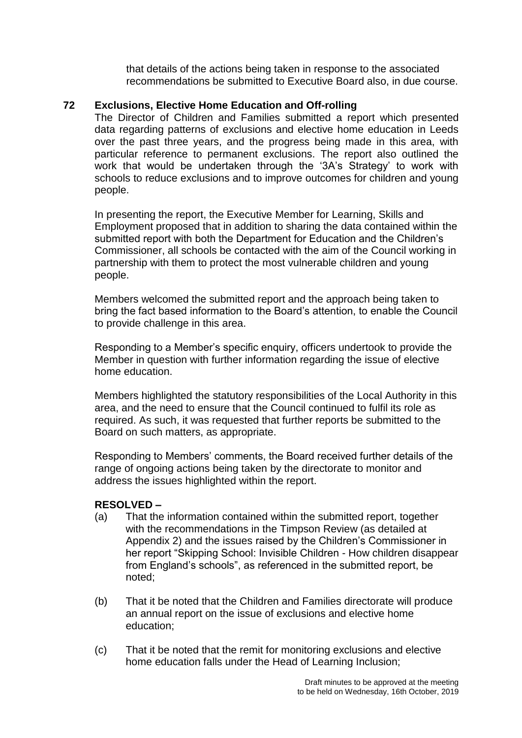that details of the actions being taken in response to the associated recommendations be submitted to Executive Board also, in due course.

## 72 Exclusions, Elective Home Education and Off-rolling

The Director of Children and Families submitted a report which presented data regarding patterns of exclusions and elective home education in Leeds over the past three years, and the progress being made in this area, with particular reference to permanent exclusions. The report also outlined the work that would be undertaken through the '3A's Strategy' to work with schools to reduce exclusions and to improve outcomes for children and young people.

In presenting the report, the Executive Member for Learning, Skills and Employment proposed that in addition to sharing the data contained within the submitted report with both the Department for Education and the Children's Commissioner, all schools be contacted with the aim of the Council working in partnership with them to protect the most vulnerable children and young people.

Members welcomed the submitted report and the approach being taken to bring the fact based information to the Board's attention, to enable the Council to provide challenge in this area.

Responding to a Member's specific enquiry, officers undertook to provide the Member in question with further information regarding the issue of elective home education.

Members highlighted the statutory responsibilities of the Local Authority in this area, and the need to ensure that the Council continued to fulfil its role as required. As such, it was requested that further reports be submitted to the Board on such matters, as appropriate.

Responding to Members' comments, the Board received further details of the range of ongoing actions being taken by the directorate to monitor and address the issues highlighted within the report.

**RESOLVED –**

(a) That the information contained within the submitted report, together with the recommendations in the Timpson Review (as detailed at Appendix 2) and the issues raised by the Children's Commissioner in her report "Skipping School: Invisible Children - How children disappear from England's schools", as referenced in the submitted report, be noted;

(b) That it be noted that the Children and Families directorate will produce an annual report on the issue of exclusions and elective home education;

(c) That it be noted that the remit for monitoring exclusions and elective home education falls under the Head of Learning Inclusion;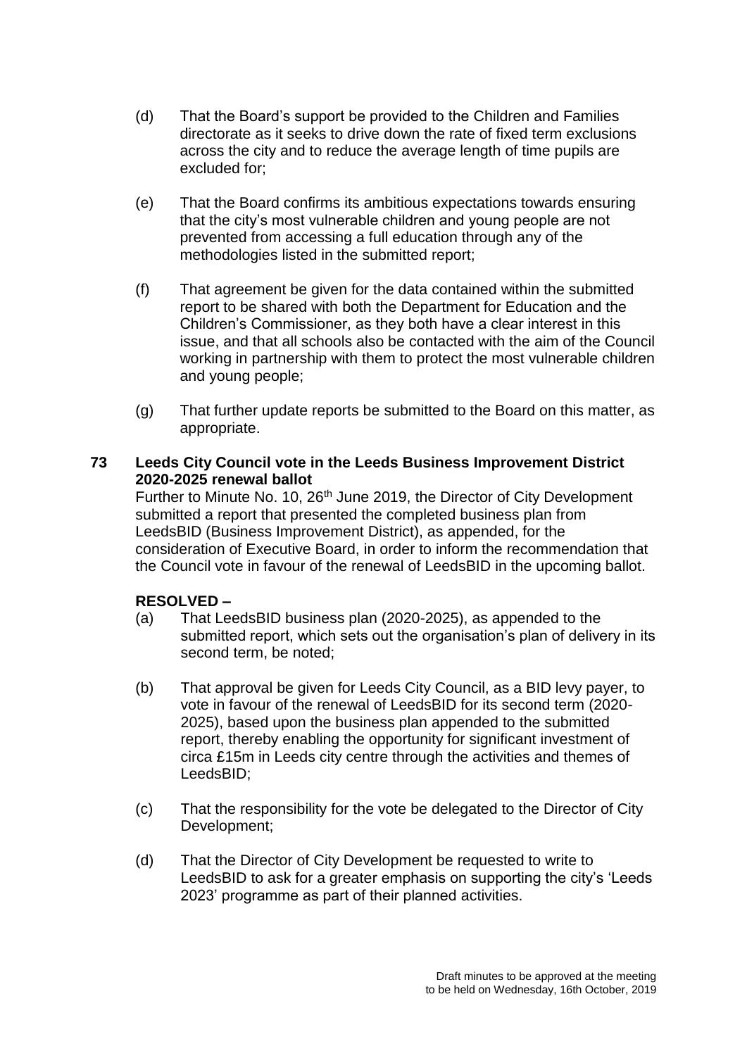(d) That the Board's support be provided to the Children and Families directorate as it seeks to drive down the rate of fixed term exclusions across the city and to reduce the average length of time pupils are excluded for;

(e) That the Board confirms its ambitious expectations towards ensuring that the city's most vulnerable children and young people are not prevented from accessing a full education through any of the methodologies listed in the submitted report;

(f) That agreement be given for the data contained within the submitted report to be shared with both the Department for Education and the Children's Commissioner, as they both have a clear interest in this issue, and that all schools also be contacted with the aim of the Council working in partnership with them to protect the most vulnerable children and young people;

(g) That further update reports be submitted to the Board on this matter, as appropriate.

**73 Leeds City Council vote in the Leeds Business Improvement District 2020-2025 renewal ballot**

Further to Minute No. 10, 26th June 2019, the Director of City Development submitted a report that presented the completed business plan from LeedsBID (Business Improvement District), as appended, for the consideration of Executive Board, in order to inform the recommendation that the Council vote in favour of the renewal of LeedsBID in the upcoming ballot.

**RESOLVED –**

(a) That LeedsBID business plan (2020-2025), as appended to the submitted report, which sets out the organisation's plan of delivery in its second term, be noted;

(b) That approval be given for Leeds City Council, as a BID levy payer, to vote in favour of the renewal of LeedsBID for its second term (2020-2025), based upon the business plan appended to the submitted report, thereby enabling the opportunity for significant investment of circa £15m in Leeds city centre through the activities and themes of LeedsBID;

(c) That the responsibility for the vote be delegated to the Director of City Development;

(d) That the Director of City Development be requested to write to LeedsBID to ask for a greater emphasis on supporting the city's 'Leeds 2023' programme as part of their planned activities.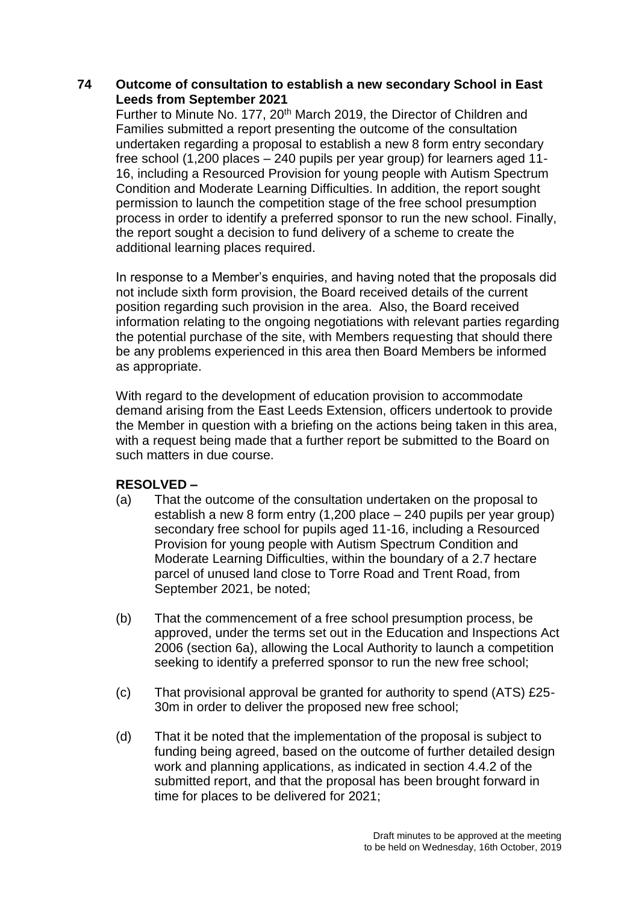**74 Outcome of consultation to establish a new secondary School in East Leeds from September 2021**

Further to Minute No. 177, 20th March 2019, the Director of Children and Families submitted a report presenting the outcome of the consultation undertaken regarding a proposal to establish a new 8 form entry secondary free school (1,200 places – 240 pupils per year group) for learners aged 11-16, including a Resourced Provision for young people with Autism Spectrum Condition and Moderate Learning Difficulties. In addition, the report sought permission to launch the competition stage of the free school presumption process in order to identify a preferred sponsor to run the new school. Finally, the report sought a decision to fund delivery of a scheme to create the additional learning places required.

In response to a Member's enquiries, and having noted that the proposals did not include sixth form provision, the Board received details of the current position regarding such provision in the area. Also, the Board received information relating to the ongoing negotiations with relevant parties regarding the potential purchase of the site, with Members requesting that should there be any problems experienced in this area then Board Members be informed as appropriate.

With regard to the development of education provision to accommodate demand arising from the East Leeds Extension, officers undertook to provide the Member in question with a briefing on the actions being taken in this area, with a request being made that a further report be submitted to the Board on such matters in due course.

**RESOLVED –**

(a) That the outcome of the consultation undertaken on the proposal to establish a new 8 form entry (1,200 place – 240 pupils per year group) secondary free school for pupils aged 11-16, including a Resourced Provision for young people with Autism Spectrum Condition and Moderate Learning Difficulties, within the boundary of a 2.7 hectare parcel of unused land close to Torre Road and Trent Road, from September 2021, be noted;

(b) That the commencement of a free school presumption process, be approved, under the terms set out in the Education and Inspections Act 2006 (section 6a), allowing the Local Authority to launch a competition seeking to identify a preferred sponsor to run the new free school;

(c) That provisional approval be granted for authority to spend (ATS) £25-30m in order to deliver the proposed new free school;

(d) That it be noted that the implementation of the proposal is subject to funding being agreed, based on the outcome of further detailed design work and planning applications, as indicated in section 4.4.2 of the submitted report, and that the proposal has been brought forward in time for places to be delivered for 2021;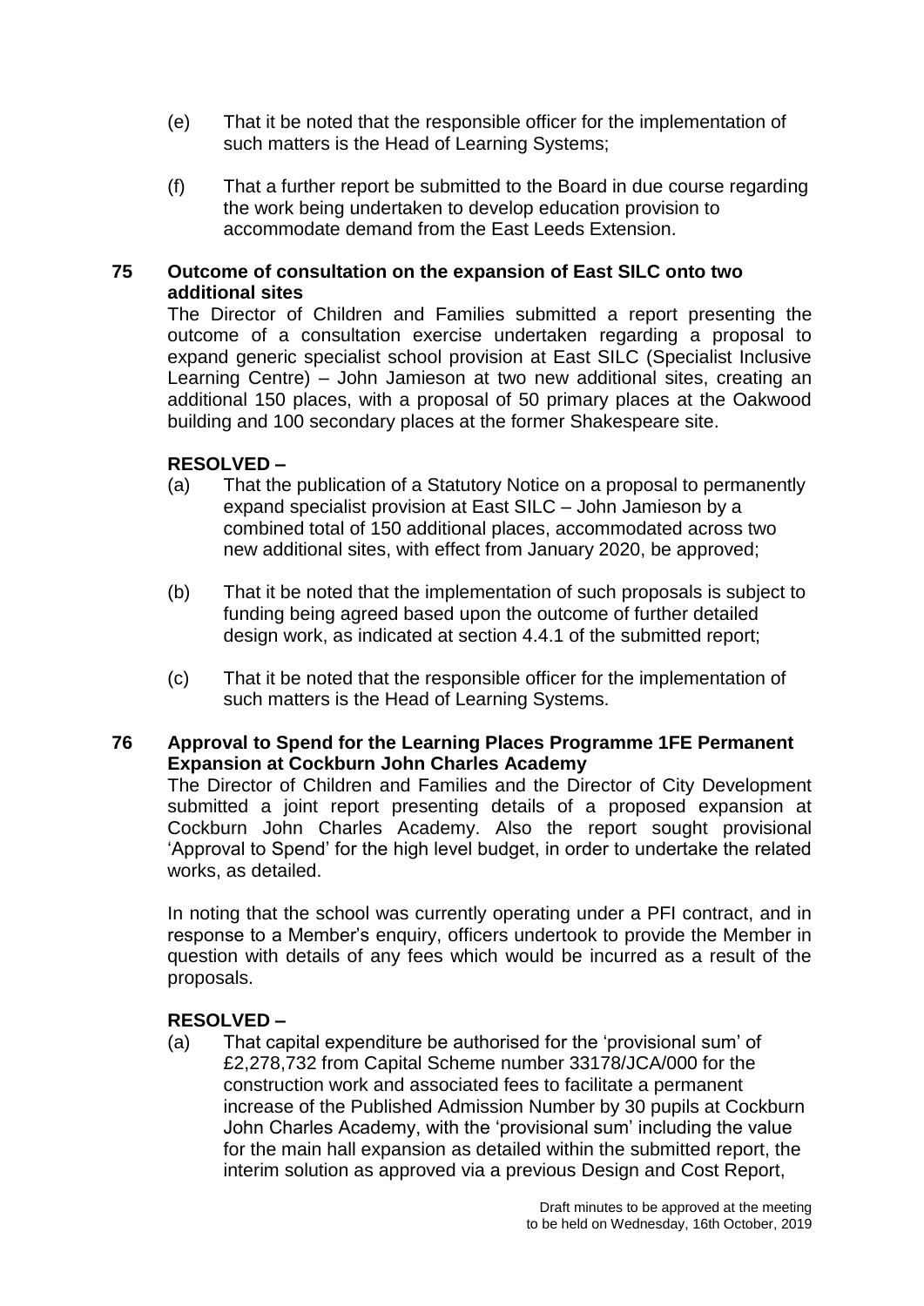(e) That it be noted that the responsible officer for the implementation of such matters is the Head of Learning Systems;

(f) That a further report be submitted to the Board in due course regarding the work being undertaken to develop education provision to accommodate demand from the East Leeds Extension.

**75 Outcome of consultation on the expansion of East SILC onto two additional sites**

The Director of Children and Families submitted a report presenting the outcome of a consultation exercise undertaken regarding a proposal to expand generic specialist school provision at East SILC (Specialist Inclusive Learning Centre) – John Jamieson at two new additional sites, creating an additional 150 places, with a proposal of 50 primary places at the Oakwood building and 100 secondary places at the former Shakespeare site.

**RESOLVED –**

(a) That the publication of a Statutory Notice on a proposal to permanently expand specialist provision at East SILC – John Jamieson by a combined total of 150 additional places, accommodated across two new additional sites, with effect from January 2020, be approved;

(b) That it be noted that the implementation of such proposals is subject to funding being agreed based upon the outcome of further detailed design work, as indicated at section 4.4.1 of the submitted report;

(c) That it be noted that the responsible officer for the implementation of such matters is the Head of Learning Systems.

**76 Approval to Spend for the Learning Places Programme 1FE Permanent Expansion at Cockburn John Charles Academy**

The Director of Children and Families and the Director of City Development submitted a joint report presenting details of a proposed expansion at Cockburn John Charles Academy. Also the report sought provisional 'Approval to Spend' for the high level budget, in order to undertake the related works, as detailed.

In noting that the school was currently operating under a PFI contract, and in response to a Member's enquiry, officers undertook to provide the Member in question with details of any fees which would be incurred as a result of the proposals.

**RESOLVED –**

(a) That capital expenditure be authorised for the 'provisional sum' of £2,278,732 from Capital Scheme number 33178/JCA/000 for the construction work and associated fees to facilitate a permanent increase of the Published Admission Number by 30 pupils at Cockburn John Charles Academy, with the 'provisional sum' including the value for the main hall expansion as detailed within the submitted report, the interim solution as approved via a previous Design and Cost Report,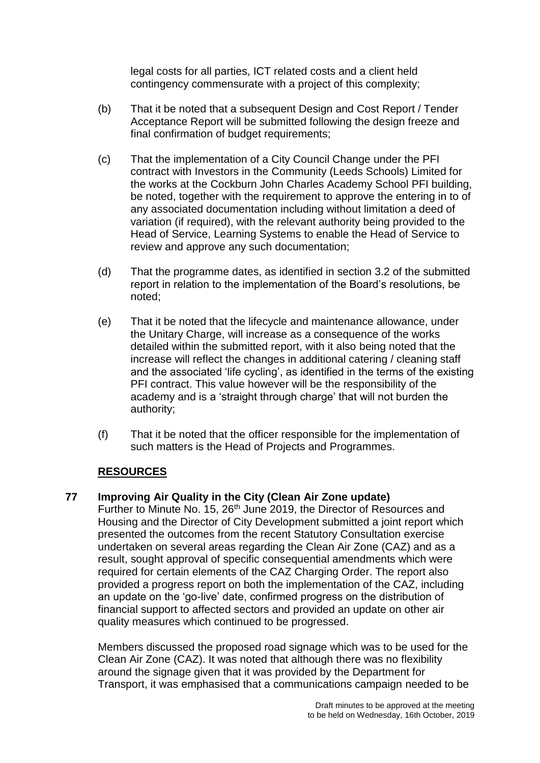legal costs for all parties, ICT related costs and a client held contingency commensurate with a project of this complexity;

(b) That it be noted that a subsequent Design and Cost Report / Tender Acceptance Report will be submitted following the design freeze and final confirmation of budget requirements;

(c) That the implementation of a City Council Change under the PFI contract with Investors in the Community (Leeds Schools) Limited for the works at the Cockburn John Charles Academy School PFI building, be noted, together with the requirement to approve the entering in to of any associated documentation including without limitation a deed of variation (if required), with the relevant authority being provided to the Head of Service, Learning Systems to enable the Head of Service to review and approve any such documentation;

(d) That the programme dates, as identified in section 3.2 of the submitted report in relation to the implementation of the Board's resolutions, be noted;

(e) That it be noted that the lifecycle and maintenance allowance, under the Unitary Charge, will increase as a consequence of the works detailed within the submitted report, with it also being noted that the increase will reflect the changes in additional catering / cleaning staff and the associated 'life cycling', as identified in the terms of the existing PFI contract. This value however will be the responsibility of the academy and is a 'straight through charge' that will not burden the authority;

(f) That it be noted that the officer responsible for the implementation of such matters is the Head of Projects and Programmes.

## RESOURCES

### 77 Improving Air Quality in the City (Clean Air Zone update)

Further to Minute No. 15, 26th June 2019, the Director of Resources and Housing and the Director of City Development submitted a joint report which presented the outcomes from the recent Statutory Consultation exercise undertaken on several areas regarding the Clean Air Zone (CAZ) and as a result, sought approval of specific consequential amendments which were required for certain elements of the CAZ Charging Order. The report also provided a progress report on both the implementation of the CAZ, including an update on the 'go-live' date, confirmed progress on the distribution of financial support to affected sectors and provided an update on other air quality measures which continued to be progressed.

Members discussed the proposed road signage which was to be used for the Clean Air Zone (CAZ). It was noted that although there was no flexibility around the signage given that it was provided by the Department for Transport, it was emphasised that a communications campaign needed to be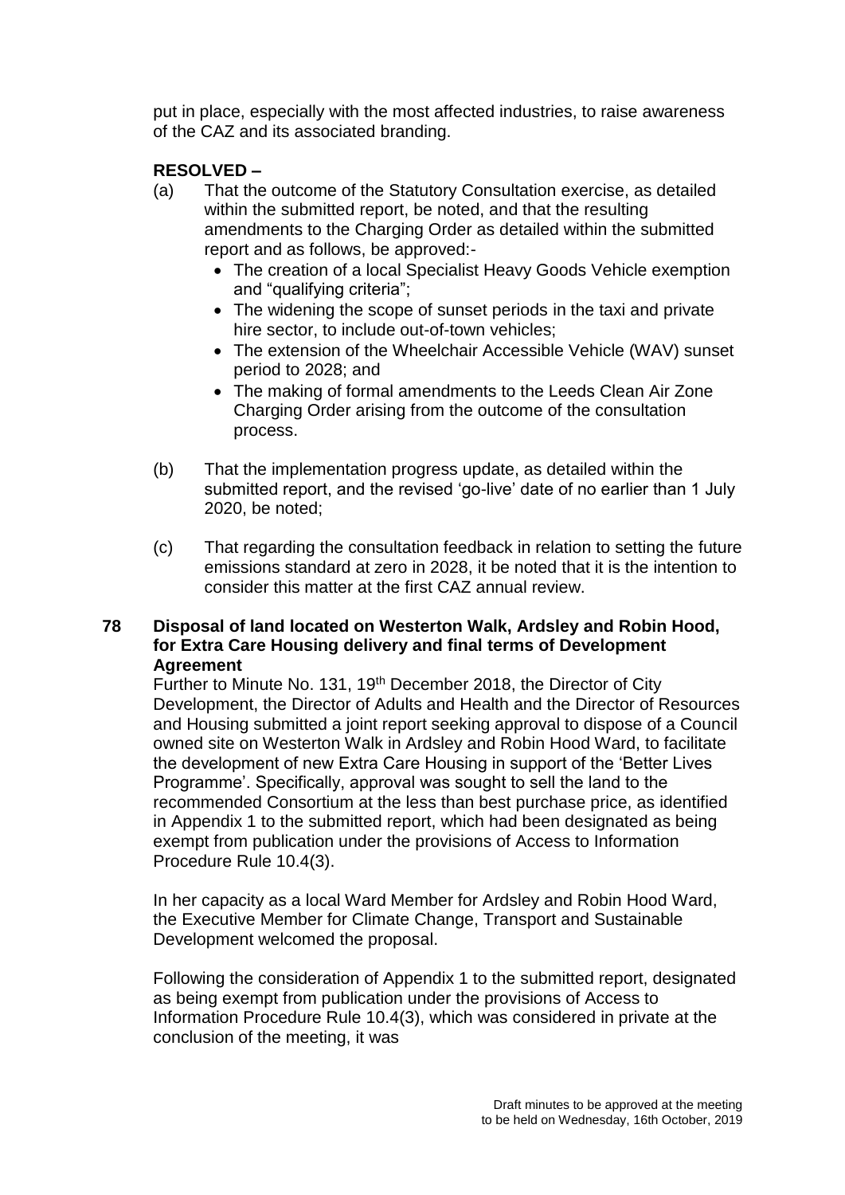put in place, especially with the most affected industries, to raise awareness of the CAZ and its associated branding.

**RESOLVED –**

(a) That the outcome of the Statutory Consultation exercise, as detailed within the submitted report, be noted, and that the resulting amendments to the Charging Order as detailed within the submitted report and as follows, be approved:-

- The creation of a local Specialist Heavy Goods Vehicle exemption and "qualifying criteria";
- The widening the scope of sunset periods in the taxi and private hire sector, to include out-of-town vehicles;
- The extension of the Wheelchair Accessible Vehicle (WAV) sunset period to 2028; and
- The making of formal amendments to the Leeds Clean Air Zone Charging Order arising from the outcome of the consultation process.

(b) That the implementation progress update, as detailed within the submitted report, and the revised 'go-live' date of no earlier than 1 July 2020, be noted;

(c) That regarding the consultation feedback in relation to setting the future emissions standard at zero in 2028, it be noted that it is the intention to consider this matter at the first CAZ annual review.

## 78 Disposal of land located on Westerton Walk, Ardsley and Robin Hood, for Extra Care Housing delivery and final terms of Development Agreement

Further to Minute No. 131, 19th December 2018, the Director of City Development, the Director of Adults and Health and the Director of Resources and Housing submitted a joint report seeking approval to dispose of a Council owned site on Westerton Walk in Ardsley and Robin Hood Ward, to facilitate the development of new Extra Care Housing in support of the 'Better Lives Programme'. Specifically, approval was sought to sell the land to the recommended Consortium at the less than best purchase price, as identified in Appendix 1 to the submitted report, which had been designated as being exempt from publication under the provisions of Access to Information Procedure Rule 10.4(3).

In her capacity as a local Ward Member for Ardsley and Robin Hood Ward, the Executive Member for Climate Change, Transport and Sustainable Development welcomed the proposal.

Following the consideration of Appendix 1 to the submitted report, designated as being exempt from publication under the provisions of Access to Information Procedure Rule 10.4(3), which was considered in private at the conclusion of the meeting, it was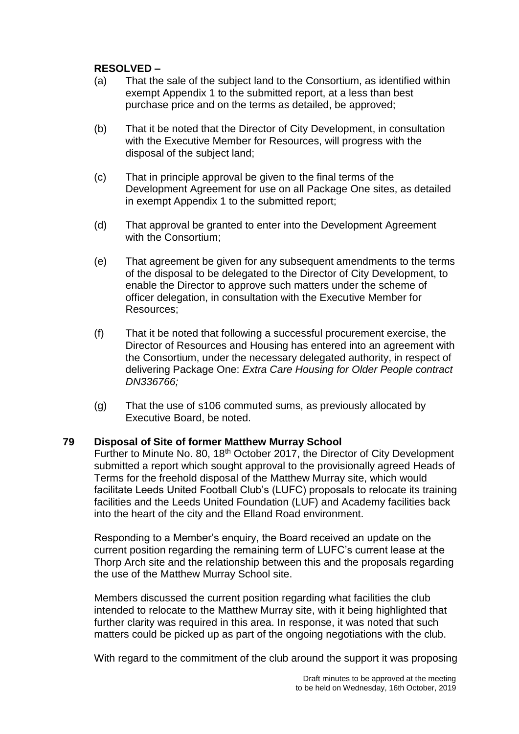**RESOLVED –**

(a) That the sale of the subject land to the Consortium, as identified within exempt Appendix 1 to the submitted report, at a less than best purchase price and on the terms as detailed, be approved;

(b) That it be noted that the Director of City Development, in consultation with the Executive Member for Resources, will progress with the disposal of the subject land;

(c) That in principle approval be given to the final terms of the Development Agreement for use on all Package One sites, as detailed in exempt Appendix 1 to the submitted report;

(d) That approval be granted to enter into the Development Agreement with the Consortium;

(e) That agreement be given for any subsequent amendments to the terms of the disposal to be delegated to the Director of City Development, to enable the Director to approve such matters under the scheme of officer delegation, in consultation with the Executive Member for Resources;

(f) That it be noted that following a successful procurement exercise, the Director of Resources and Housing has entered into an agreement with the Consortium, under the necessary delegated authority, in respect of delivering Package One: *Extra Care Housing for Older People contract DN336766;*

(g) That the use of s106 commuted sums, as previously allocated by Executive Board, be noted.

**79 Disposal of Site of former Matthew Murray School**

Further to Minute No. 80, 18th October 2017, the Director of City Development submitted a report which sought approval to the provisionally agreed Heads of Terms for the freehold disposal of the Matthew Murray site, which would facilitate Leeds United Football Club's (LUFC) proposals to relocate its training facilities and the Leeds United Foundation (LUF) and Academy facilities back into the heart of the city and the Elland Road environment.

Responding to a Member's enquiry, the Board received an update on the current position regarding the remaining term of LUFC's current lease at the Thorp Arch site and the relationship between this and the proposals regarding the use of the Matthew Murray School site.

Members discussed the current position regarding what facilities the club intended to relocate to the Matthew Murray site, with it being highlighted that further clarity was required in this area. In response, it was noted that such matters could be picked up as part of the ongoing negotiations with the club.

With regard to the commitment of the club around the support it was proposing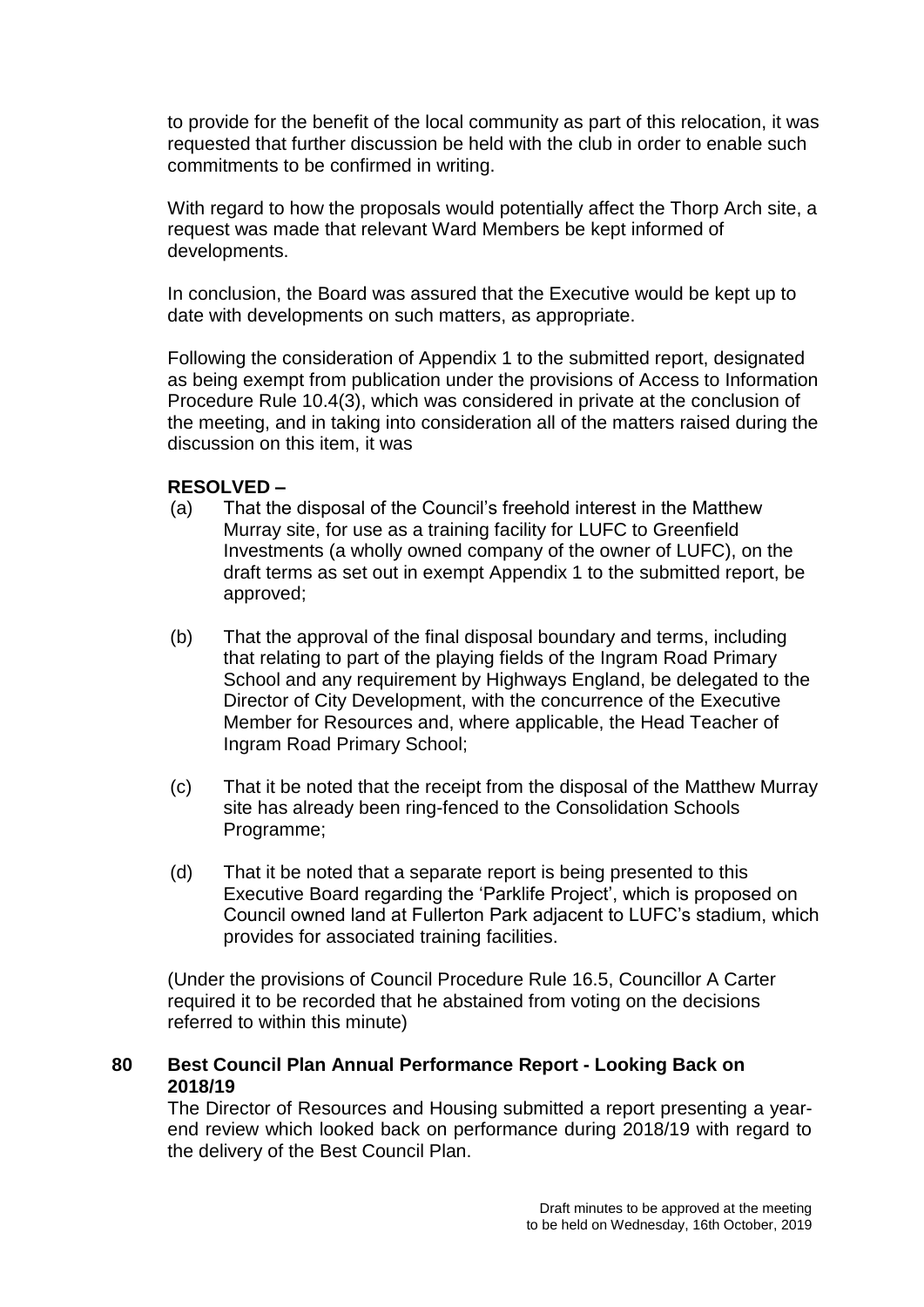to provide for the benefit of the local community as part of this relocation, it was requested that further discussion be held with the club in order to enable such commitments to be confirmed in writing.

With regard to how the proposals would potentially affect the Thorp Arch site, a request was made that relevant Ward Members be kept informed of developments.

In conclusion, the Board was assured that the Executive would be kept up to date with developments on such matters, as appropriate.

Following the consideration of Appendix 1 to the submitted report, designated as being exempt from publication under the provisions of Access to Information Procedure Rule 10.4(3), which was considered in private at the conclusion of the meeting, and in taking into consideration all of the matters raised during the discussion on this item, it was

**RESOLVED –**

(a) That the disposal of the Council's freehold interest in the Matthew Murray site, for use as a training facility for LUFC to Greenfield Investments (a wholly owned company of the owner of LUFC), on the draft terms as set out in exempt Appendix 1 to the submitted report, be approved;

(b) That the approval of the final disposal boundary and terms, including that relating to part of the playing fields of the Ingram Road Primary School and any requirement by Highways England, be delegated to the Director of City Development, with the concurrence of the Executive Member for Resources and, where applicable, the Head Teacher of Ingram Road Primary School;

(c) That it be noted that the receipt from the disposal of the Matthew Murray site has already been ring-fenced to the Consolidation Schools Programme;

(d) That it be noted that a separate report is being presented to this Executive Board regarding the 'Parklife Project', which is proposed on Council owned land at Fullerton Park adjacent to LUFC's stadium, which provides for associated training facilities.

(Under the provisions of Council Procedure Rule 16.5, Councillor A Carter required it to be recorded that he abstained from voting on the decisions referred to within this minute)

## 80 Best Council Plan Annual Performance Report - Looking Back on 2018/19

The Director of Resources and Housing submitted a report presenting a year-end review which looked back on performance during 2018/19 with regard to the delivery of the Best Council Plan.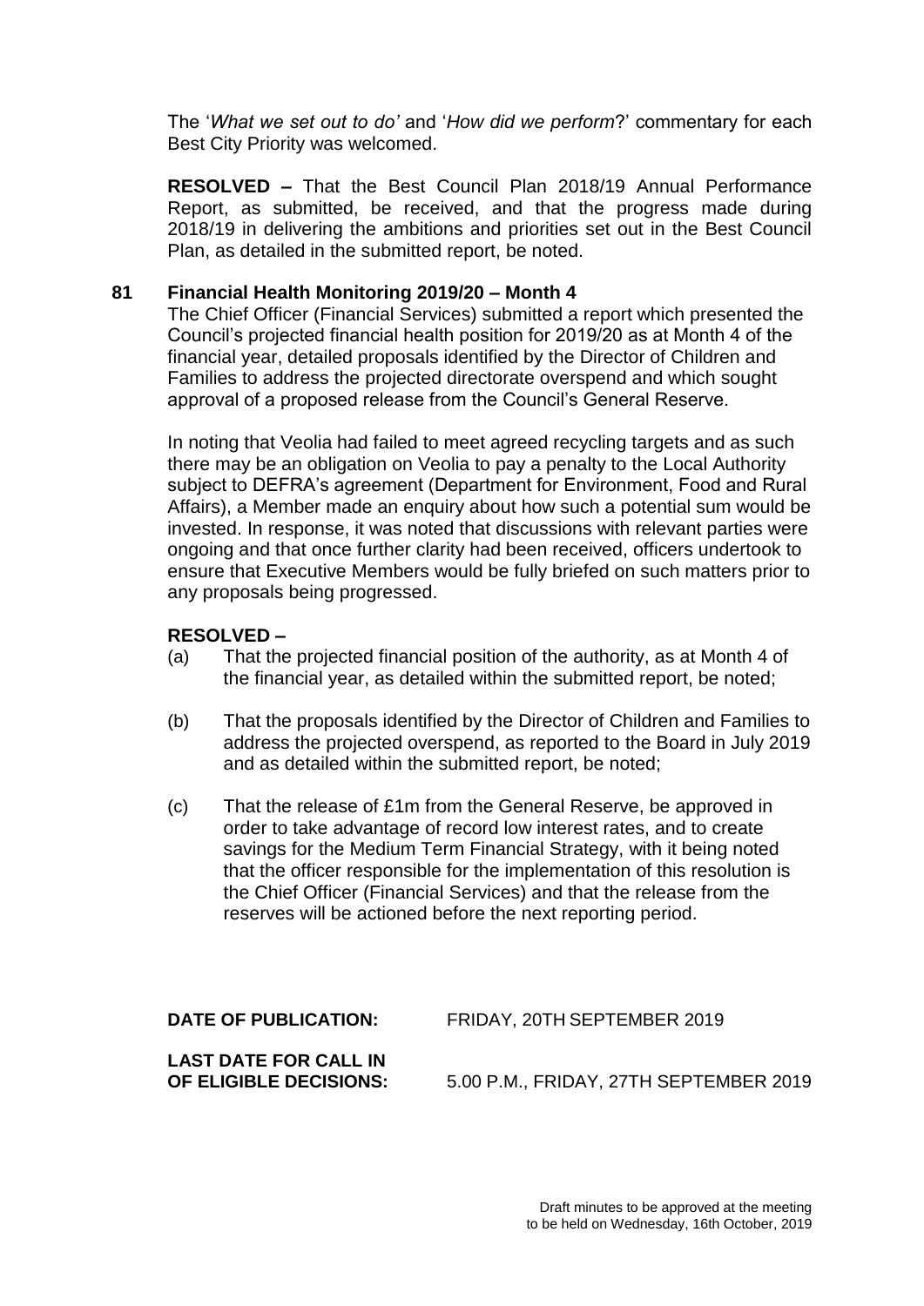The '*What we set out to do'* and '*How did we perform*?' commentary for each Best City Priority was welcomed.

**RESOLVED –** That the Best Council Plan 2018/19 Annual Performance Report, as submitted, be received, and that the progress made during 2018/19 in delivering the ambitions and priorities set out in the Best Council Plan, as detailed in the submitted report, be noted.

## 81 Financial Health Monitoring 2019/20 – Month 4

The Chief Officer (Financial Services) submitted a report which presented the Council's projected financial health position for 2019/20 as at Month 4 of the financial year, detailed proposals identified by the Director of Children and Families to address the projected directorate overspend and which sought approval of a proposed release from the Council's General Reserve.

In noting that Veolia had failed to meet agreed recycling targets and as such there may be an obligation on Veolia to pay a penalty to the Local Authority subject to DEFRA's agreement (Department for Environment, Food and Rural Affairs), a Member made an enquiry about how such a potential sum would be invested. In response, it was noted that discussions with relevant parties were ongoing and that once further clarity had been received, officers undertook to ensure that Executive Members would be fully briefed on such matters prior to any proposals being progressed.

**RESOLVED –**

(a) That the projected financial position of the authority, as at Month 4 of the financial year, as detailed within the submitted report, be noted;

(b) That the proposals identified by the Director of Children and Families to address the projected overspend, as reported to the Board in July 2019 and as detailed within the submitted report, be noted;

(c) That the release of £1m from the General Reserve, be approved in order to take advantage of record low interest rates, and to create savings for the Medium Term Financial Strategy, with it being noted that the officer responsible for the implementation of this resolution is the Chief Officer (Financial Services) and that the release from the reserves will be actioned before the next reporting period.

**DATE OF PUBLICATION:** FRIDAY, 20TH SEPTEMBER 2019

**LAST DATE FOR CALL IN OF ELIGIBLE DECISIONS:** 5.00 P.M., FRIDAY, 27TH SEPTEMBER 2019

Draft minutes to be approved at the meeting to be held on Wednesday, 16th October, 2019